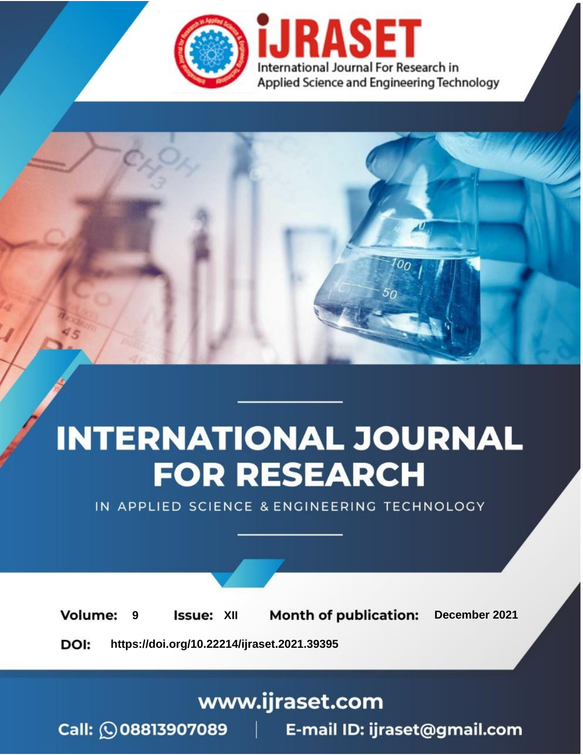iJRASET

International Journal For Research in Applied Science and Engineering Technology

# INTERNATIONAL JOURNAL FOR RESEARCH

IN APPLIED SCIENCE & ENGINEERING TECHNOLOGY

**Volume:** 9 **Issue:** XII **Month of publication:** December 2021

**DOI:** https://doi.org/10.22214/ijraset.2021.39395

www.ijraset.com

Call: 08813907089 | E-mail ID: ijraset@gmail.com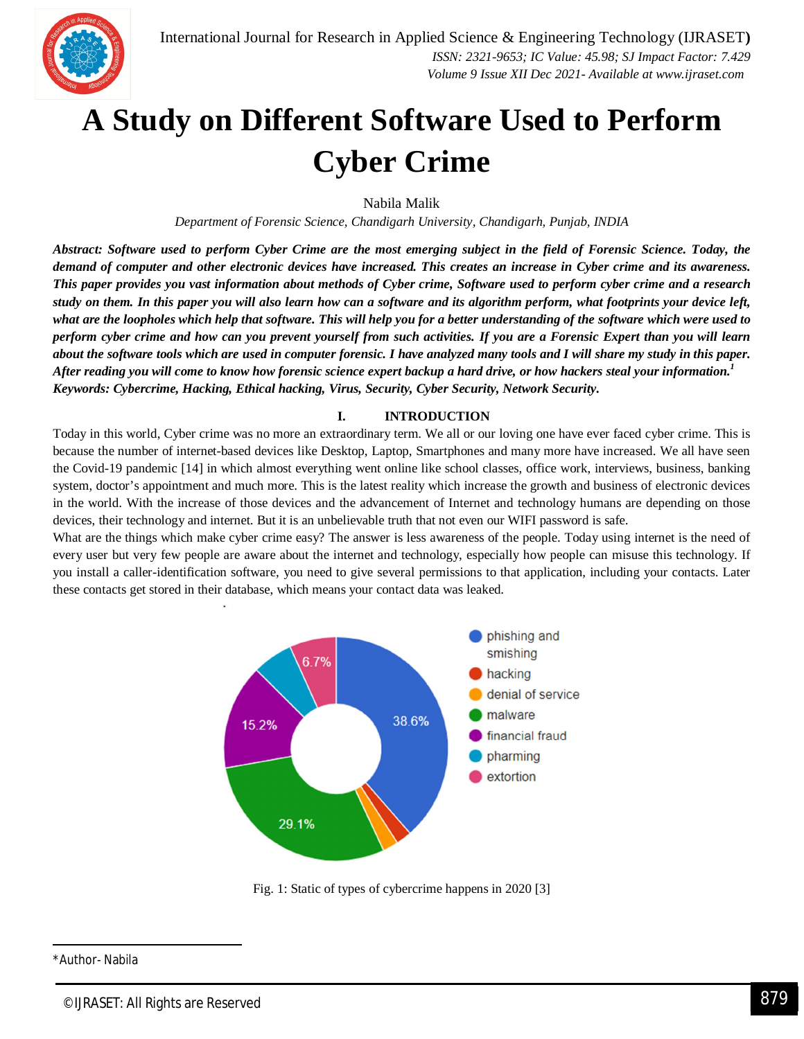# A Study on Different Software Used to Perform Cyber Crime

Nabila Malik

*Department of Forensic Science, Chandigarh University, Chandigarh, Punjab, INDIA*

***Abstract:** Software used to perform Cyber Crime are the most emerging subject in the field of Forensic Science. Today, the demand of computer and other electronic devices have increased. This creates an increase in Cyber crime and its awareness. This paper provides you vast information about methods of Cyber crime, Software used to perform cyber crime and a research study on them. In this paper you will also learn how can a software and its algorithm perform, what footprints your device left, what are the loopholes which help that software. This will help you for a better understanding of the software which were used to perform cyber crime and how can you prevent yourself from such activities. If you are a Forensic Expert than you will learn about the software tools which are used in computer forensic. I have analyzed many tools and I will share my study in this paper. After reading you will come to know how forensic science expert backup a hard drive, or how hackers steal your information.[1]*

***Keywords:** Cybercrime, Hacking, Ethical hacking, Virus, Security, Cyber Security, Network Security.*

## I. INTRODUCTION

Today in this world, Cyber crime was no more an extraordinary term. We all or our loving one have ever faced cyber crime. This is because the number of internet-based devices like Desktop, Laptop, Smartphones and many more have increased. We all have seen the Covid-19 pandemic [14] in which almost everything went online like school classes, office work, interviews, business, banking system, doctor's appointment and much more. This is the latest reality which increase the growth and business of electronic devices in the world. With the increase of those devices and the advancement of Internet and technology humans are depending on those devices, their technology and internet. But it is an unbelievable truth that not even our WIFI password is safe.

What are the things which make cyber crime easy? The answer is less awareness of the people. Today using internet is the need of every user but very few people are aware about the internet and technology, especially how people can misuse this technology. If you install a caller-identification software, you need to give several permissions to that application, including your contacts. Later these contacts get stored in their database, which means your contact data was leaked.

| Type of cybercrime | Share |
|---|---|
| phishing and smishing | 38.6% |
| hacking | |
| denial of service | |
| malware | 29.1% |
| financial fraud | 15.2% |
| pharming | |
| extortion | 6.7% |

Fig. 1: Static of types of cybercrime happens in 2020 [3]

*Author- Nabila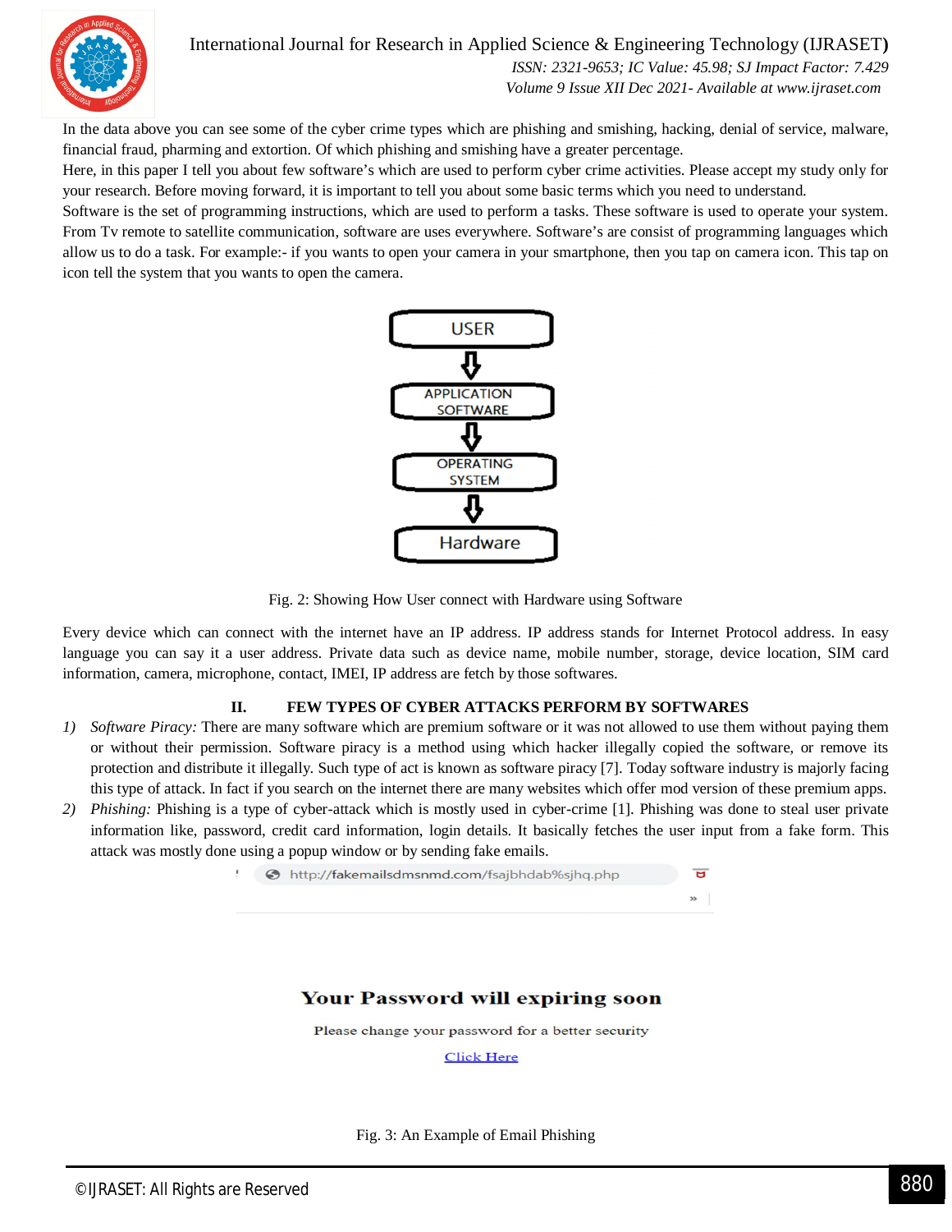In the data above you can see some of the cyber crime types which are phishing and smishing, hacking, denial of service, malware, financial fraud, pharming and extortion. Of which phishing and smishing have a greater percentage.

Here, in this paper I tell you about few software's which are used to perform cyber crime activities. Please accept my study only for your research. Before moving forward, it is important to tell you about some basic terms which you need to understand.

Software is the set of programming instructions, which are used to perform a tasks. These software is used to operate your system. From Tv remote to satellite communication, software are uses everywhere. Software's are consist of programming languages which allow us to do a task. For example:- if you wants to open your camera in your smartphone, then you tap on camera icon. This tap on icon tell the system that you wants to open the camera.

USER → APPLICATION SOFTWARE → OPERATING SYSTEM → Hardware

Fig. 2: Showing How User connect with Hardware using Software

Every device which can connect with the internet have an IP address. IP address stands for Internet Protocol address. In easy language you can say it a user address. Private data such as device name, mobile number, storage, device location, SIM card information, camera, microphone, contact, IMEI, IP address are fetch by those softwares.

## II. FEW TYPES OF CYBER ATTACKS PERFORM BY SOFTWARES

1) *Software Piracy:* There are many software which are premium software or it was not allowed to use them without paying them or without their permission. Software piracy is a method using which hacker illegally copied the software, or remove its protection and distribute it illegally. Such type of act is known as software piracy [7]. Today software industry is majorly facing this type of attack. In fact if you search on the internet there are many websites which offer mod version of these premium apps.
2) *Phishing:* Phishing is a type of cyber-attack which is mostly used in cyber-crime [1]. Phishing was done to steal user private information like, password, credit card information, login details. It basically fetches the user input from a fake form. This attack was mostly done using a popup window or by sending fake emails.

http://fakemailsdmsnmd.com/fsajbhdab%sjhq.php

**Your Password will expiring soon**

Please change your password for a better security

Click Here

Fig. 3: An Example of Email Phishing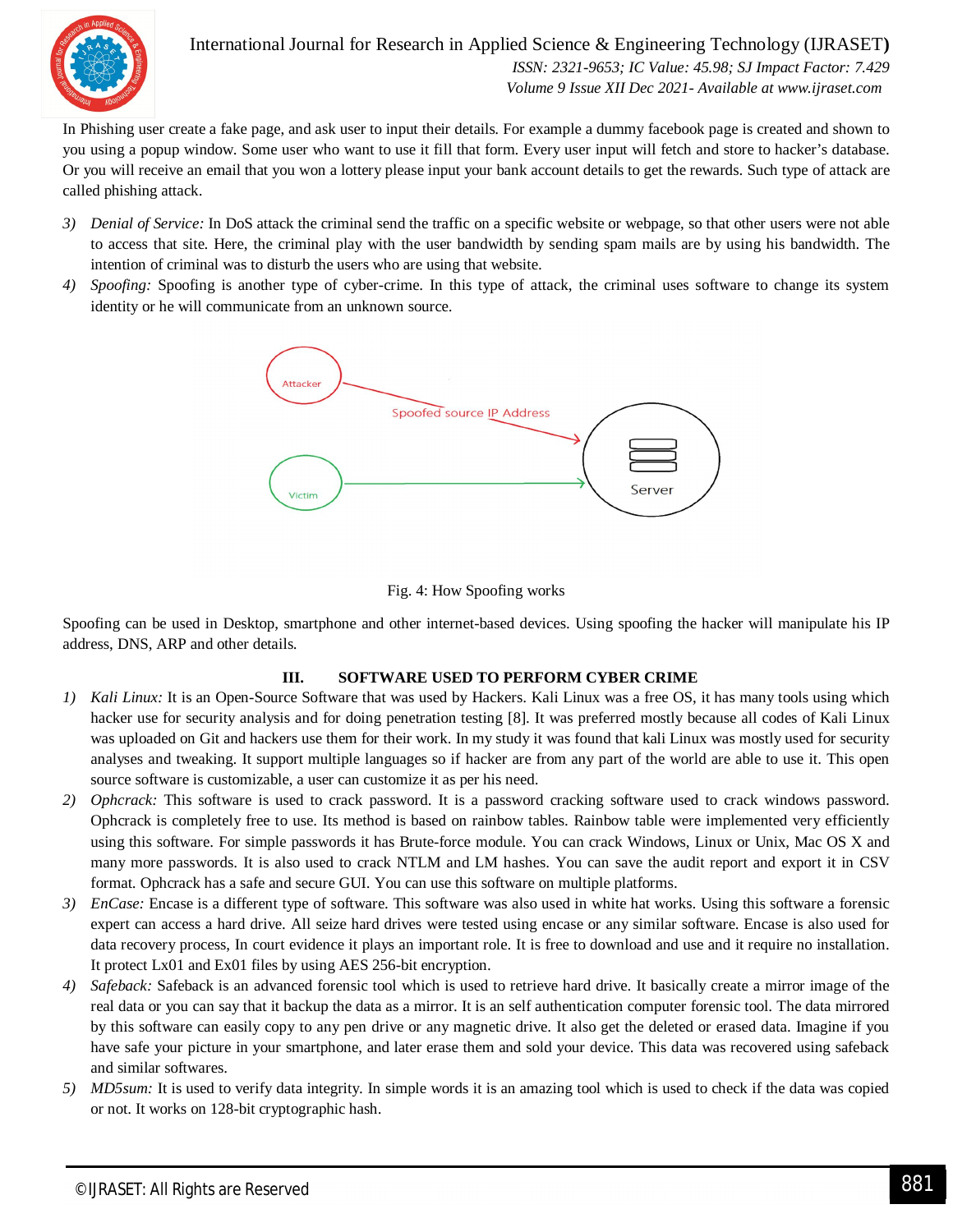In Phishing user create a fake page, and ask user to input their details. For example a dummy facebook page is created and shown to you using a popup window. Some user who want to use it fill that form. Every user input will fetch and store to hacker's database. Or you will receive an email that you won a lottery please input your bank account details to get the rewards. Such type of attack are called phishing attack.

3) *Denial of Service:* In DoS attack the criminal send the traffic on a specific website or webpage, so that other users were not able to access that site. Here, the criminal play with the user bandwidth by sending spam mails are by using his bandwidth. The intention of criminal was to disturb the users who are using that website.
4) *Spoofing:* Spoofing is another type of cyber-crime. In this type of attack, the criminal uses software to change its system identity or he will communicate from an unknown source.

Fig. 4: How Spoofing works

Spoofing can be used in Desktop, smartphone and other internet-based devices. Using spoofing the hacker will manipulate his IP address, DNS, ARP and other details.

## III. SOFTWARE USED TO PERFORM CYBER CRIME

1) *Kali Linux:* It is an Open-Source Software that was used by Hackers. Kali Linux was a free OS, it has many tools using which hacker use for security analysis and for doing penetration testing [8]. It was preferred mostly because all codes of Kali Linux was uploaded on Git and hackers use them for their work. In my study it was found that kali Linux was mostly used for security analyses and tweaking. It support multiple languages so if hacker are from any part of the world are able to use it. This open source software is customizable, a user can customize it as per his need.
2) *Ophcrack:* This software is used to crack password. It is a password cracking software used to crack windows password. Ophcrack is completely free to use. Its method is based on rainbow tables. Rainbow table were implemented very efficiently using this software. For simple passwords it has Brute-force module. You can crack Windows, Linux or Unix, Mac OS X and many more passwords. It is also used to crack NTLM and LM hashes. You can save the audit report and export it in CSV format. Ophcrack has a safe and secure GUI. You can use this software on multiple platforms.
3) *EnCase:* Encase is a different type of software. This software was also used in white hat works. Using this software a forensic expert can access a hard drive. All seize hard drives were tested using encase or any similar software. Encase is also used for data recovery process, In court evidence it plays an important role. It is free to download and use and it require no installation. It protect Lx01 and Ex01 files by using AES 256-bit encryption.
4) *Safeback:* Safeback is an advanced forensic tool which is used to retrieve hard drive. It basically create a mirror image of the real data or you can say that it backup the data as a mirror. It is an self authentication computer forensic tool. The data mirrored by this software can easily copy to any pen drive or any magnetic drive. It also get the deleted or erased data. Imagine if you have safe your picture in your smartphone, and later erase them and sold your device. This data was recovered using safeback and similar softwares.
5) *MD5sum:* It is used to verify data integrity. In simple words it is an amazing tool which is used to check if the data was copied or not. It works on 128-bit cryptographic hash.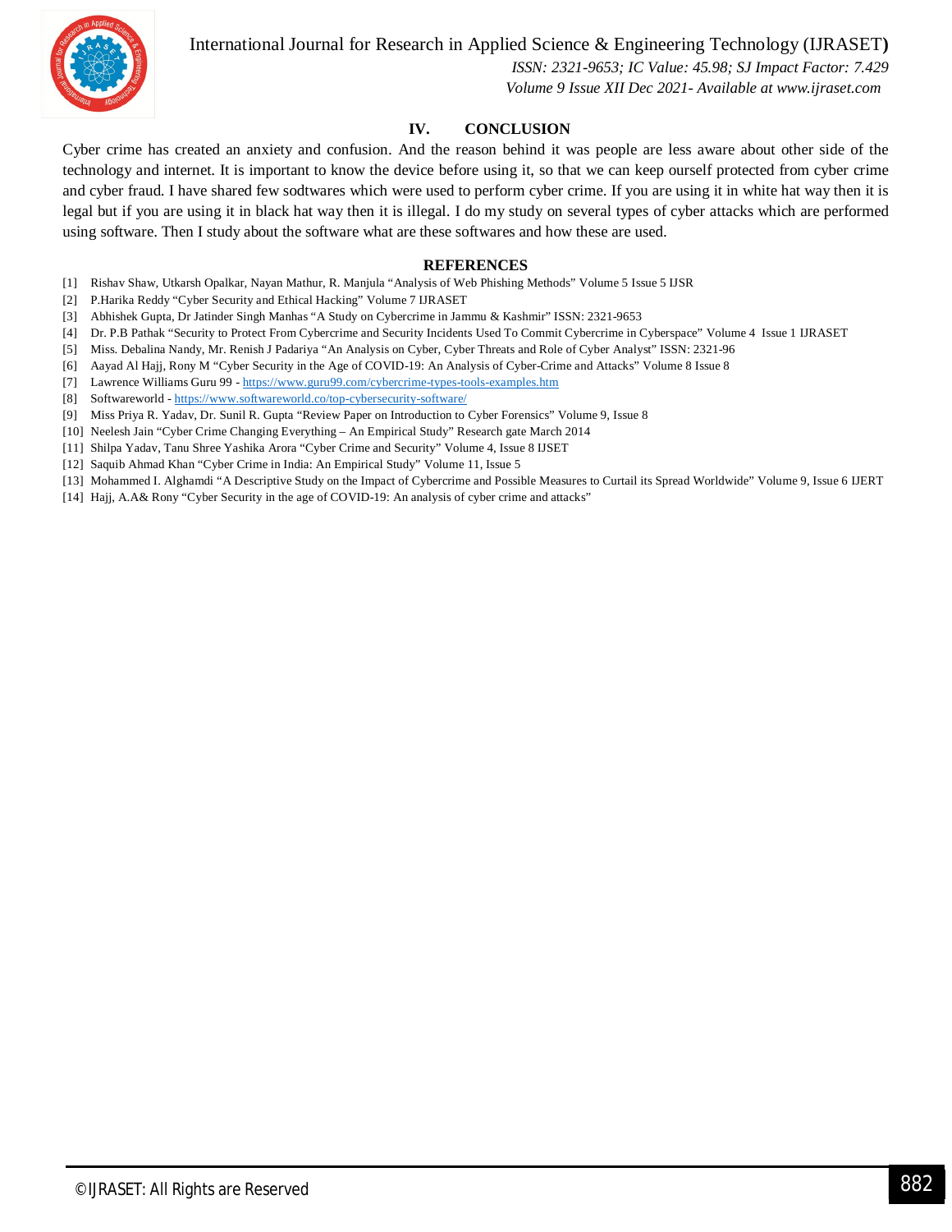## IV. CONCLUSION

Cyber crime has created an anxiety and confusion. And the reason behind it was people are less aware about other side of the technology and internet. It is important to know the device before using it, so that we can keep ourself protected from cyber crime and cyber fraud. I have shared few sodtwares which were used to perform cyber crime. If you are using it in white hat way then it is legal but if you are using it in black hat way then it is illegal. I do my study on several types of cyber attacks which are performed using software. Then I study about the software what are these softwares and how these are used.

## REFERENCES

[1] Rishav Shaw, Utkarsh Opalkar, Nayan Mathur, R. Manjula "Analysis of Web Phishing Methods" Volume 5 Issue 5 IJSR

[2] P.Harika Reddy "Cyber Security and Ethical Hacking" Volume 7 IJRASET

[3] Abhishek Gupta, Dr Jatinder Singh Manhas "A Study on Cybercrime in Jammu & Kashmir" ISSN: 2321-9653

[4] Dr. P.B Pathak "Security to Protect From Cybercrime and Security Incidents Used To Commit Cybercrime in Cyberspace" Volume 4 Issue 1 IJRASET

[5] Miss. Debalina Nandy, Mr. Renish J Padariya "An Analysis on Cyber, Cyber Threats and Role of Cyber Analyst" ISSN: 2321-96

[6] Aayad Al Hajj, Rony M "Cyber Security in the Age of COVID-19: An Analysis of Cyber-Crime and Attacks" Volume 8 Issue 8

[7] Lawrence Williams Guru 99 - https://www.guru99.com/cybercrime-types-tools-examples.htm

[8] Softwareworld - https://www.softwareworld.co/top-cybersecurity-software/

[9] Miss Priya R. Yadav, Dr. Sunil R. Gupta "Review Paper on Introduction to Cyber Forensics" Volume 9, Issue 8

[10] Neelesh Jain "Cyber Crime Changing Everything – An Empirical Study" Research gate March 2014

[11] Shilpa Yadav, Tanu Shree Yashika Arora "Cyber Crime and Security" Volume 4, Issue 8 IJSET

[12] Saquib Ahmad Khan "Cyber Crime in India: An Empirical Study" Volume 11, Issue 5

[13] Mohammed I. Alghamdi "A Descriptive Study on the Impact of Cybercrime and Possible Measures to Curtail its Spread Worldwide" Volume 9, Issue 6 IJERT

[14] Hajj, A.A& Rony "Cyber Security in the age of COVID-19: An analysis of cyber crime and attacks"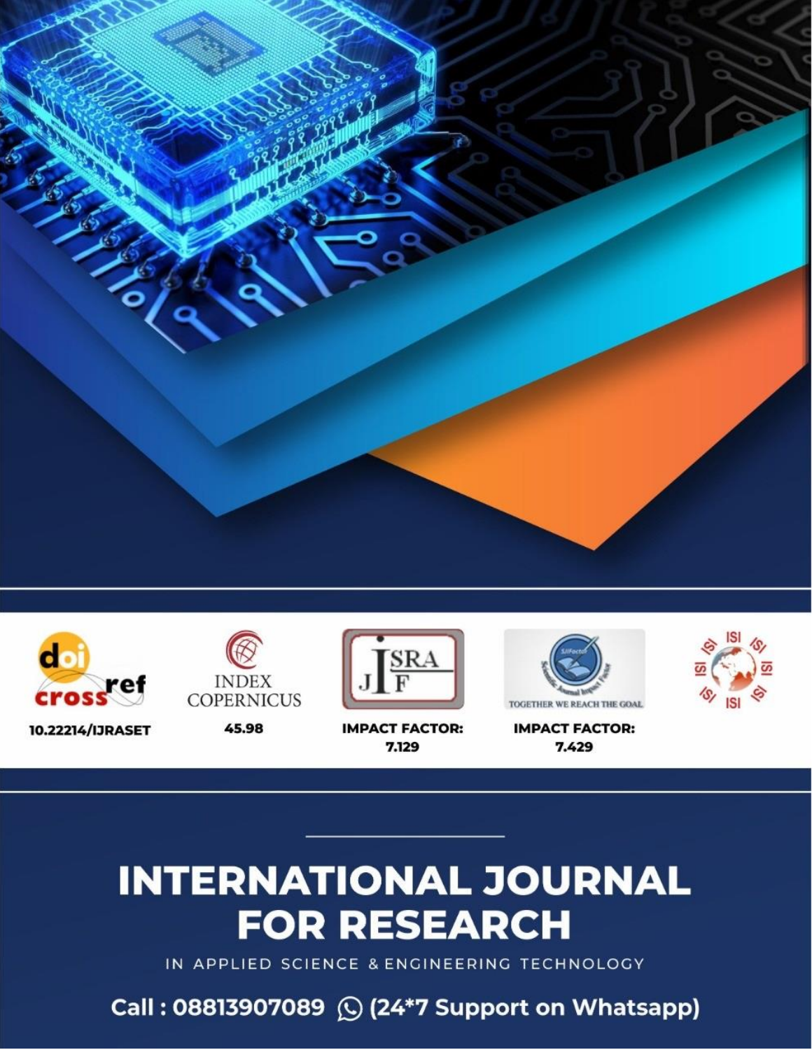10.22214/IJRASET

INDEX COPERNICUS

45.98

IMPACT FACTOR: 7.129

IMPACT FACTOR: 7.429

# INTERNATIONAL JOURNAL FOR RESEARCH

IN APPLIED SCIENCE & ENGINEERING TECHNOLOGY

Call : 08813907089 (24*7 Support on Whatsapp)